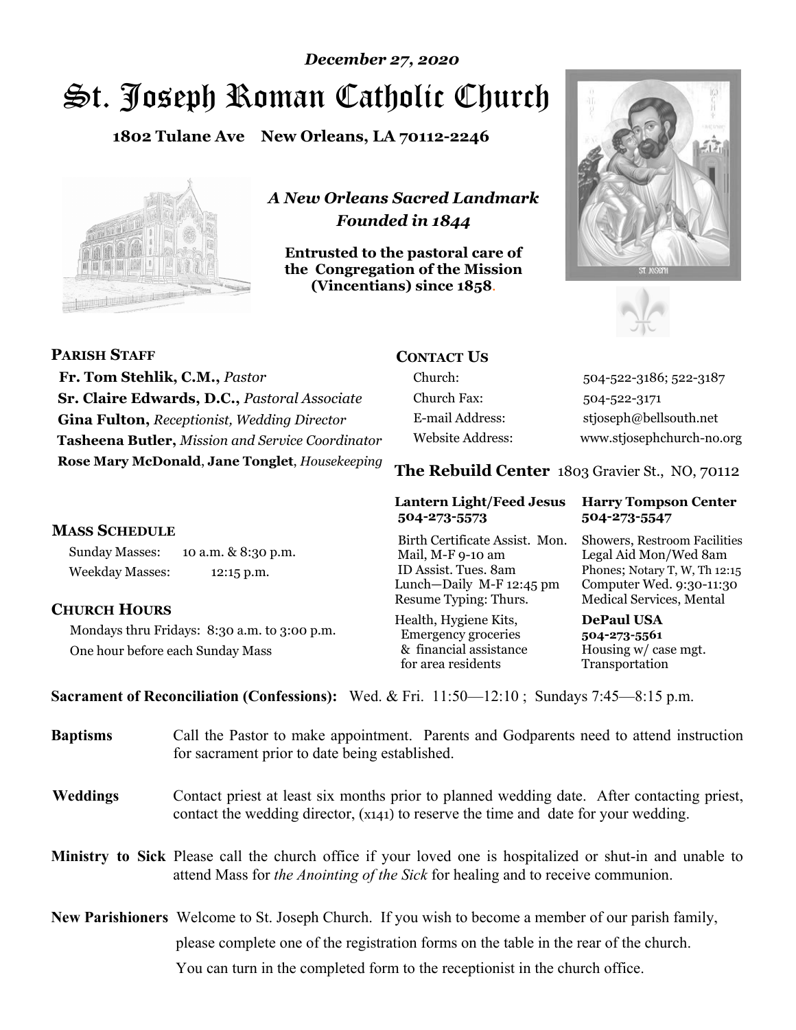*December 27, 2020*

# St. Joseph Roman Catholic Church

**1802 Tulane Ave New Orleans, LA 70112-2246**

*A New Orleans Sacred Landmark*
*Founded in 1844*

**Entrusted to the pastoral care of the Congregation of the Mission (Vincentians) since 1858.**

## PARISH STAFF

**Fr. Tom Stehlik, C.M.,** *Pastor*
**Sr. Claire Edwards, D.C.,** *Pastoral Associate*
**Gina Fulton,** *Receptionist, Wedding Director*
**Tasheena Butler,** *Mission and Service Coordinator*
**Rose Mary McDonald**, **Jane Tonglet**, *Housekeeping*

## MASS SCHEDULE

Sunday Masses: 10 a.m. & 8:30 p.m.
Weekday Masses: 12:15 p.m.

## CHURCH HOURS

Mondays thru Fridays: 8:30 a.m. to 3:00 p.m.
One hour before each Sunday Mass

## CONTACT US

| | |
|---|---|
| Church: | 504-522-3186; 522-3187 |
| Church Fax: | 504-522-3171 |
| E-mail Address: | stjoseph@bellsouth.net |
| Website Address: | www.stjosephchurch-no.org |

## The Rebuild Center 1803 Gravier St., NO, 70112

**Lantern Light/Feed Jesus 504-273-5573**
Birth Certificate Assist. Mon.
Mail, M-F 9-10 am
ID Assist. Tues. 8am
Lunch—Daily M-F 12:45 pm
Resume Typing: Thurs.
Health, Hygiene Kits, Emergency groceries & financial assistance for area residents

**Harry Tompson Center 504-273-5547**
Showers, Restroom Facilities
Legal Aid Mon/Wed 8am
Phones; Notary T, W, Th 12:15
Computer Wed. 9:30-11:30
Medical Services, Mental

**DePaul USA 504-273-5561**
Housing w/ case mgt.
Transportation

**Sacrament of Reconciliation (Confessions):** Wed. & Fri. 11:50—12:10 ; Sundays 7:45—8:15 p.m.

**Baptisms** Call the Pastor to make appointment. Parents and Godparents need to attend instruction for sacrament prior to date being established.

**Weddings** Contact priest at least six months prior to planned wedding date. After contacting priest, contact the wedding director, (x141) to reserve the time and date for your wedding.

**Ministry to Sick** Please call the church office if your loved one is hospitalized or shut-in and unable to attend Mass for *the Anointing of the Sick* for healing and to receive communion.

**New Parishioners** Welcome to St. Joseph Church. If you wish to become a member of our parish family, please complete one of the registration forms on the table in the rear of the church. You can turn in the completed form to the receptionist in the church office.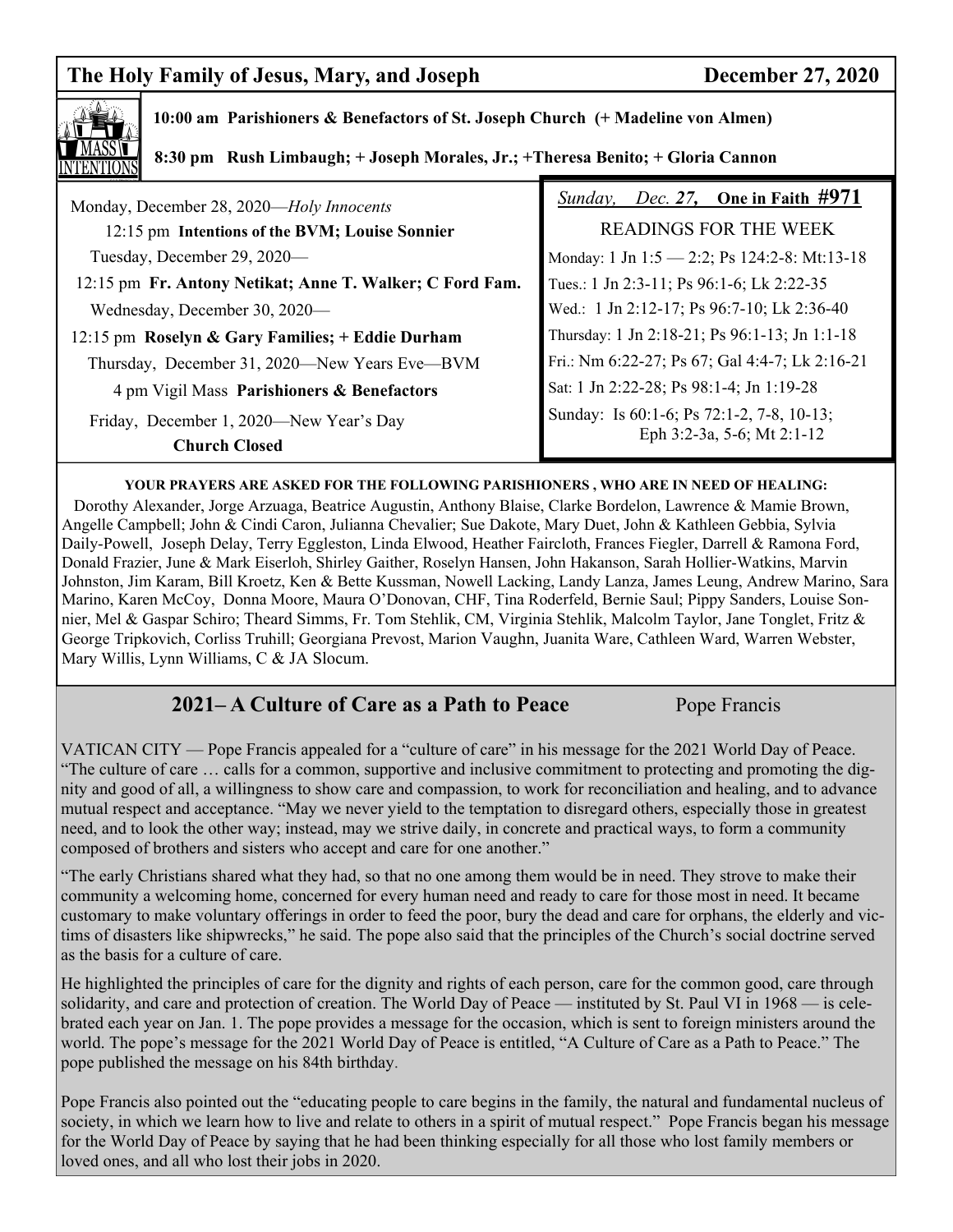## The Holy Family of Jesus, Mary, and Joseph — December 27, 2020

**MASS INTENTIONS**

**10:00 am Parishioners & Benefactors of St. Joseph Church (+ Madeline von Almen)**

**8:30 pm Rush Limbaugh; + Joseph Morales, Jr.; +Theresa Benito; + Gloria Cannon**

Monday, December 28, 2020—*Holy Innocents*

12:15 pm **Intentions of the BVM; Louise Sonnier**

Tuesday, December 29, 2020—

12:15 pm **Fr. Antony Netikat; Anne T. Walker; C Ford Fam.**

Wednesday, December 30, 2020—

12:15 pm **Roselyn & Gary Families; + Eddie Durham**

Thursday, December 31, 2020—New Years Eve—BVM

4 pm Vigil Mass **Parishioners & Benefactors**

Friday, December 1, 2020—New Year's Day

**Church Closed**

*Sunday, Dec. 27,* **One in Faith #971**

READINGS FOR THE WEEK

Monday: 1 Jn 1:5 — 2:2; Ps 124:2-8: Mt:13-18

Tues.: 1 Jn 2:3-11; Ps 96:1-6; Lk 2:22-35

Wed.: 1 Jn 2:12-17; Ps 96:7-10; Lk 2:36-40

Thursday: 1 Jn 2:18-21; Ps 96:1-13; Jn 1:1-18

Fri.: Nm 6:22-27; Ps 67; Gal 4:4-7; Lk 2:16-21

Sat: 1 Jn 2:22-28; Ps 98:1-4; Jn 1:19-28

Sunday: Is 60:1-6; Ps 72:1-2, 7-8, 10-13; Eph 3:2-3a, 5-6; Mt 2:1-12

**YOUR PRAYERS ARE ASKED FOR THE FOLLOWING PARISHIONERS , WHO ARE IN NEED OF HEALING:**

Dorothy Alexander, Jorge Arzuaga, Beatrice Augustin, Anthony Blaise, Clarke Bordelon, Lawrence & Mamie Brown, Angelle Campbell; John & Cindi Caron, Julianna Chevalier; Sue Dakote, Mary Duet, John & Kathleen Gebbia, Sylvia Daily-Powell, Joseph Delay, Terry Eggleston, Linda Elwood, Heather Faircloth, Frances Fiegler, Darrell & Ramona Ford, Donald Frazier, June & Mark Eiserloh, Shirley Gaither, Roselyn Hansen, John Hakanson, Sarah Hollier-Watkins, Marvin Johnston, Jim Karam, Bill Kroetz, Ken & Bette Kussman, Nowell Lacking, Landy Lanza, James Leung, Andrew Marino, Sara Marino, Karen McCoy, Donna Moore, Maura O'Donovan, CHF, Tina Roderfeld, Bernie Saul; Pippy Sanders, Louise Sonnier, Mel & Gaspar Schiro; Theard Simms, Fr. Tom Stehlik, CM, Virginia Stehlik, Malcolm Taylor, Jane Tonglet, Fritz & George Tripkovich, Corliss Truhill; Georgiana Prevost, Marion Vaughn, Juanita Ware, Cathleen Ward, Warren Webster, Mary Willis, Lynn Williams, C & JA Slocum.

## 2021– A Culture of Care as a Path to Peace — Pope Francis

VATICAN CITY — Pope Francis appealed for a "culture of care" in his message for the 2021 World Day of Peace. "The culture of care … calls for a common, supportive and inclusive commitment to protecting and promoting the dignity and good of all, a willingness to show care and compassion, to work for reconciliation and healing, and to advance mutual respect and acceptance. "May we never yield to the temptation to disregard others, especially those in greatest need, and to look the other way; instead, may we strive daily, in concrete and practical ways, to form a community composed of brothers and sisters who accept and care for one another."

"The early Christians shared what they had, so that no one among them would be in need. They strove to make their community a welcoming home, concerned for every human need and ready to care for those most in need. It became customary to make voluntary offerings in order to feed the poor, bury the dead and care for orphans, the elderly and victims of disasters like shipwrecks," he said. The pope also said that the principles of the Church's social doctrine served as the basis for a culture of care.

He highlighted the principles of care for the dignity and rights of each person, care for the common good, care through solidarity, and care and protection of creation. The World Day of Peace — instituted by St. Paul VI in 1968 — is celebrated each year on Jan. 1. The pope provides a message for the occasion, which is sent to foreign ministers around the world. The pope's message for the 2021 World Day of Peace is entitled, "A Culture of Care as a Path to Peace." The pope published the message on his 84th birthday.

Pope Francis also pointed out the "educating people to care begins in the family, the natural and fundamental nucleus of society, in which we learn how to live and relate to others in a spirit of mutual respect." Pope Francis began his message for the World Day of Peace by saying that he had been thinking especially for all those who lost family members or loved ones, and all who lost their jobs in 2020.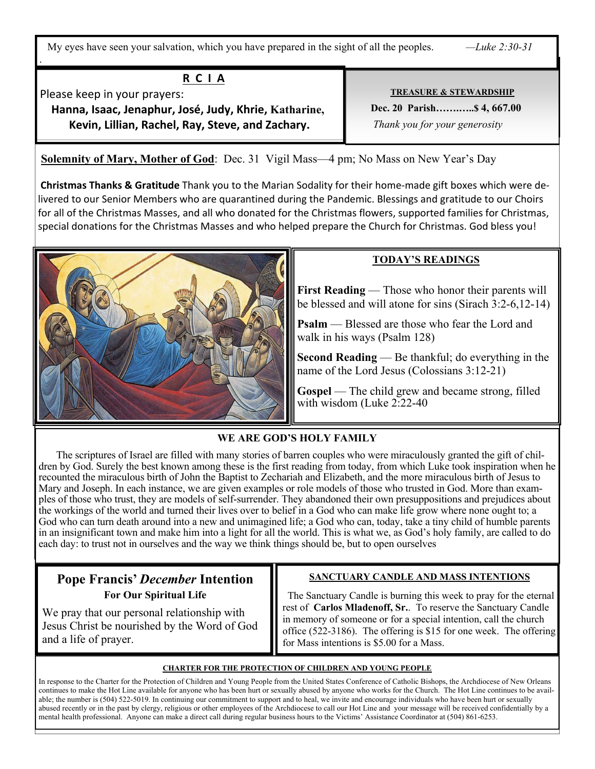My eyes have seen your salvation, which you have prepared in the sight of all the peoples. —*Luke 2:30-31*

## R C I A

Please keep in your prayers:

**Hanna, Isaac, Jenaphur, José, Judy, Khrie, Katharine, Kevin, Lillian, Rachel, Ray, Steve, and Zachary.**

**TREASURE & STEWARDSHIP**

**Dec. 20 Parish………..$ 4, 667.00**

*Thank you for your generosity*

**Solemnity of Mary, Mother of God**: Dec. 31 Vigil Mass—4 pm; No Mass on New Year's Day

**Christmas Thanks & Gratitude** Thank you to the Marian Sodality for their home-made gift boxes which were delivered to our Senior Members who are quarantined during the Pandemic. Blessings and gratitude to our Choirs for all of the Christmas Masses, and all who donated for the Christmas flowers, supported families for Christmas, special donations for the Christmas Masses and who helped prepare the Church for Christmas. God bless you!

**TODAY'S READINGS**

**First Reading** — Those who honor their parents will be blessed and will atone for sins (Sirach 3:2-6,12-14)

**Psalm** — Blessed are those who fear the Lord and walk in his ways (Psalm 128)

**Second Reading** — Be thankful; do everything in the name of the Lord Jesus (Colossians 3:12-21)

**Gospel** — The child grew and became strong, filled with wisdom (Luke 2:22-40

**WE ARE GOD'S HOLY FAMILY**

The scriptures of Israel are filled with many stories of barren couples who were miraculously granted the gift of children by God. Surely the best known among these is the first reading from today, from which Luke took inspiration when he recounted the miraculous birth of John the Baptist to Zechariah and Elizabeth, and the more miraculous birth of Jesus to Mary and Joseph. In each instance, we are given examples or role models of those who trusted in God. More than examples of those who trust, they are models of self-surrender. They abandoned their own presuppositions and prejudices about the workings of the world and turned their lives over to belief in a God who can make life grow where none ought to; a God who can turn death around into a new and unimagined life; a God who can, today, take a tiny child of humble parents in an insignificant town and make him into a light for all the world. This is what we, as God's holy family, are called to do each day: to trust not in ourselves and the way we think things should be, but to open ourselves

## Pope Francis' *December* Intention

**For Our Spiritual Life**

We pray that our personal relationship with Jesus Christ be nourished by the Word of God and a life of prayer.

**SANCTUARY CANDLE AND MASS INTENTIONS**

The Sanctuary Candle is burning this week to pray for the eternal rest of **Carlos Mladenoff, Sr.**. To reserve the Sanctuary Candle in memory of someone or for a special intention, call the church office (522-3186). The offering is $15 for one week. The offering for Mass intentions is $5.00 for a Mass.

**CHARTER FOR THE PROTECTION OF CHILDREN AND YOUNG PEOPLE**

In response to the Charter for the Protection of Children and Young People from the United States Conference of Catholic Bishops, the Archdiocese of New Orleans continues to make the Hot Line available for anyone who has been hurt or sexually abused by anyone who works for the Church. The Hot Line continues to be available; the number is (504) 522-5019. In continuing our commitment to support and to heal, we invite and encourage individuals who have been hurt or sexually abused recently or in the past by clergy, religious or other employees of the Archdiocese to call our Hot Line and your message will be received confidentially by a mental health professional. Anyone can make a direct call during regular business hours to the Victims' Assistance Coordinator at (504) 861-6253.